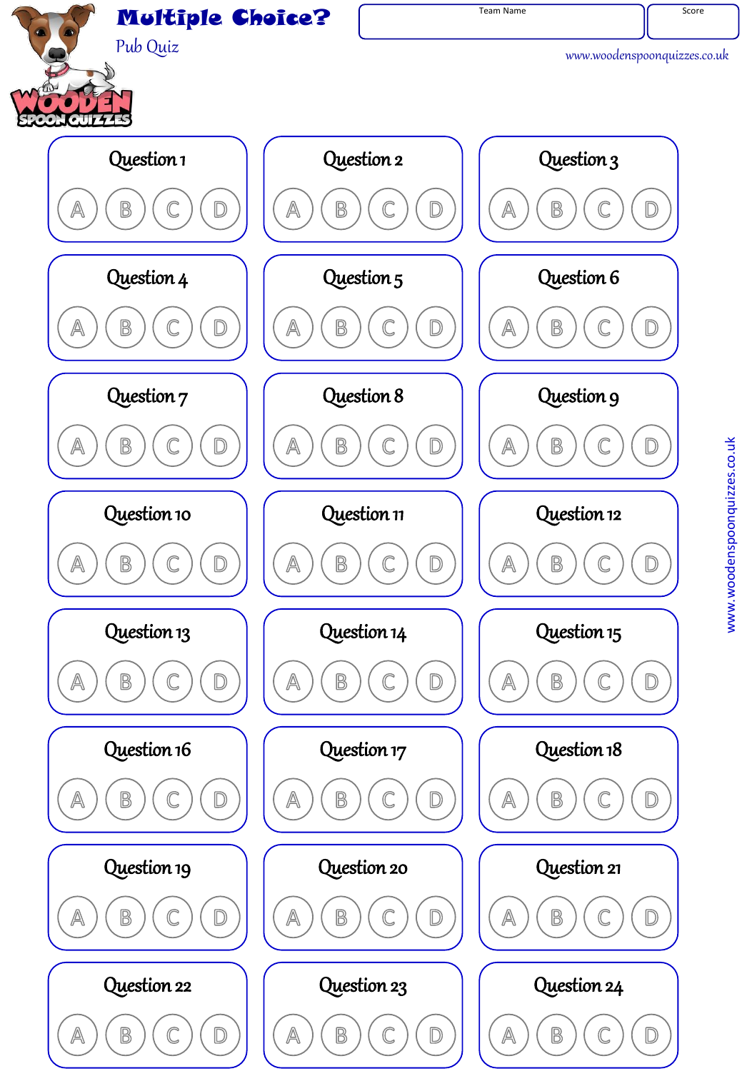# Multiple Choice?

Pub Quiz

Team Name | Score

www.woodenspoonquizzes.co.uk

| Question 1 | Question 2 | Question 3 |
|---|---|---|
| A B C D | A B C D | A B C D |
| **Question 4** | **Question 5** | **Question 6** |
| A B C D | A B C D | A B C D |
| **Question 7** | **Question 8** | **Question 9** |
| A B C D | A B C D | A B C D |
| **Question 10** | **Question 11** | **Question 12** |
| A B C D | A B C D | A B C D |
| **Question 13** | **Question 14** | **Question 15** |
| A B C D | A B C D | A B C D |
| **Question 16** | **Question 17** | **Question 18** |
| A B C D | A B C D | A B C D |
| **Question 19** | **Question 20** | **Question 21** |
| A B C D | A B C D | A B C D |
| **Question 22** | **Question 23** | **Question 24** |
| A B C D | A B C D | A B C D |

www.woodenspoonquizzes.co.uk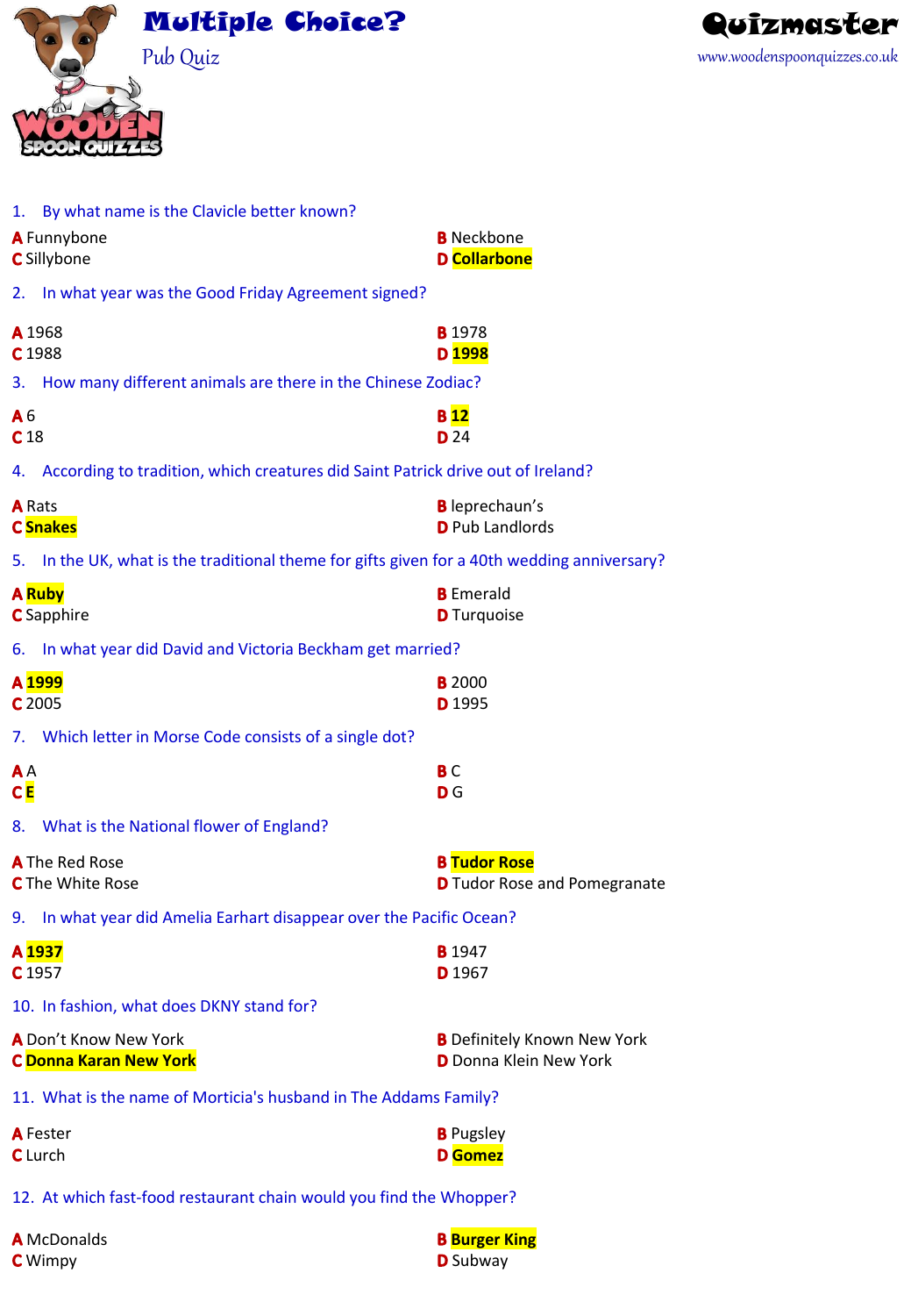# Multiple Choice?

Pub Quiz

**Quizmaster**

www.woodenspoonquizzes.co.uk

1. By what name is the Clavicle better known?

**A** Funnybone
**B** Neckbone
**C** Sillybone
**D** **Collarbone**

2. In what year was the Good Friday Agreement signed?

**A** 1968
**B** 1978
**C** 1988
**D** **1998**

3. How many different animals are there in the Chinese Zodiac?

**A** 6
**B** **12**
**C** 18
**D** 24

4. According to tradition, which creatures did Saint Patrick drive out of Ireland?

**A** Rats
**B** leprechaun's
**C** **Snakes**
**D** Pub Landlords

5. In the UK, what is the traditional theme for gifts given for a 40th wedding anniversary?

**A** **Ruby**
**B** Emerald
**C** Sapphire
**D** Turquoise

6. In what year did David and Victoria Beckham get married?

**A** **1999**
**B** 2000
**C** 2005
**D** 1995

7. Which letter in Morse Code consists of a single dot?

**A** A
**B** C
**C** **E**
**D** G

8. What is the National flower of England?

**A** The Red Rose
**B** **Tudor Rose**
**C** The White Rose
**D** Tudor Rose and Pomegranate

9. In what year did Amelia Earhart disappear over the Pacific Ocean?

**A** **1937**
**B** 1947
**C** 1957
**D** 1967

10. In fashion, what does DKNY stand for?

**A** Don't Know New York
**B** Definitely Known New York
**C** **Donna Karan New York**
**D** Donna Klein New York

11. What is the name of Morticia's husband in The Addams Family?

**A** Fester
**B** Pugsley
**C** Lurch
**D** **Gomez**

12. At which fast-food restaurant chain would you find the Whopper?

**A** McDonalds
**B** **Burger King**
**C** Wimpy
**D** Subway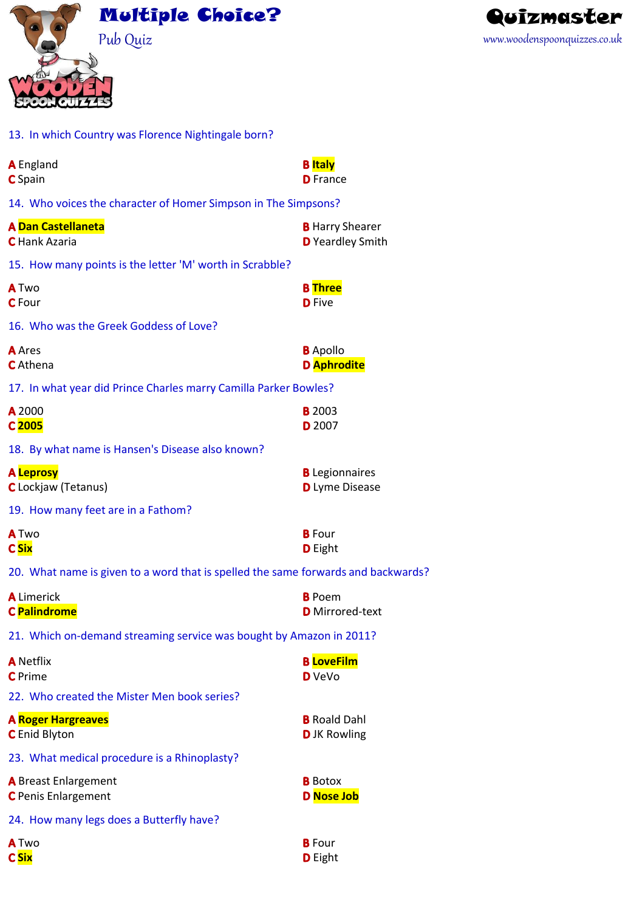# Multiple Choice?

Pub Quiz

**Quizmaster**

www.woodenspoonquizzes.co.uk

13. In which Country was Florence Nightingale born?

**A** England
**B** **Italy**
**C** Spain
**D** France

14. Who voices the character of Homer Simpson in The Simpsons?

**A** **Dan Castellaneta**
**B** Harry Shearer
**C** Hank Azaria
**D** Yeardley Smith

15. How many points is the letter 'M' worth in Scrabble?

**A** Two
**B** **Three**
**C** Four
**D** Five

16. Who was the Greek Goddess of Love?

**A** Ares
**B** Apollo
**C** Athena
**D** **Aphrodite**

17. In what year did Prince Charles marry Camilla Parker Bowles?

**A** 2000
**B** 2003
**C** **2005**
**D** 2007

18. By what name is Hansen's Disease also known?

**A** **Leprosy**
**B** Legionnaires
**C** Lockjaw (Tetanus)
**D** Lyme Disease

19. How many feet are in a Fathom?

**A** Two
**B** Four
**C** **Six**
**D** Eight

20. What name is given to a word that is spelled the same forwards and backwards?

**A** Limerick
**B** Poem
**C** **Palindrome**
**D** Mirrored-text

21. Which on-demand streaming service was bought by Amazon in 2011?

**A** Netflix
**B** **LoveFilm**
**C** Prime
**D** VeVo

22. Who created the Mister Men book series?

**A** **Roger Hargreaves**
**B** Roald Dahl
**C** Enid Blyton
**D** JK Rowling

23. What medical procedure is a Rhinoplasty?

**A** Breast Enlargement
**B** Botox
**C** Penis Enlargement
**D** **Nose Job**

24. How many legs does a Butterfly have?

**A** Two
**B** Four
**C** **Six**
**D** Eight